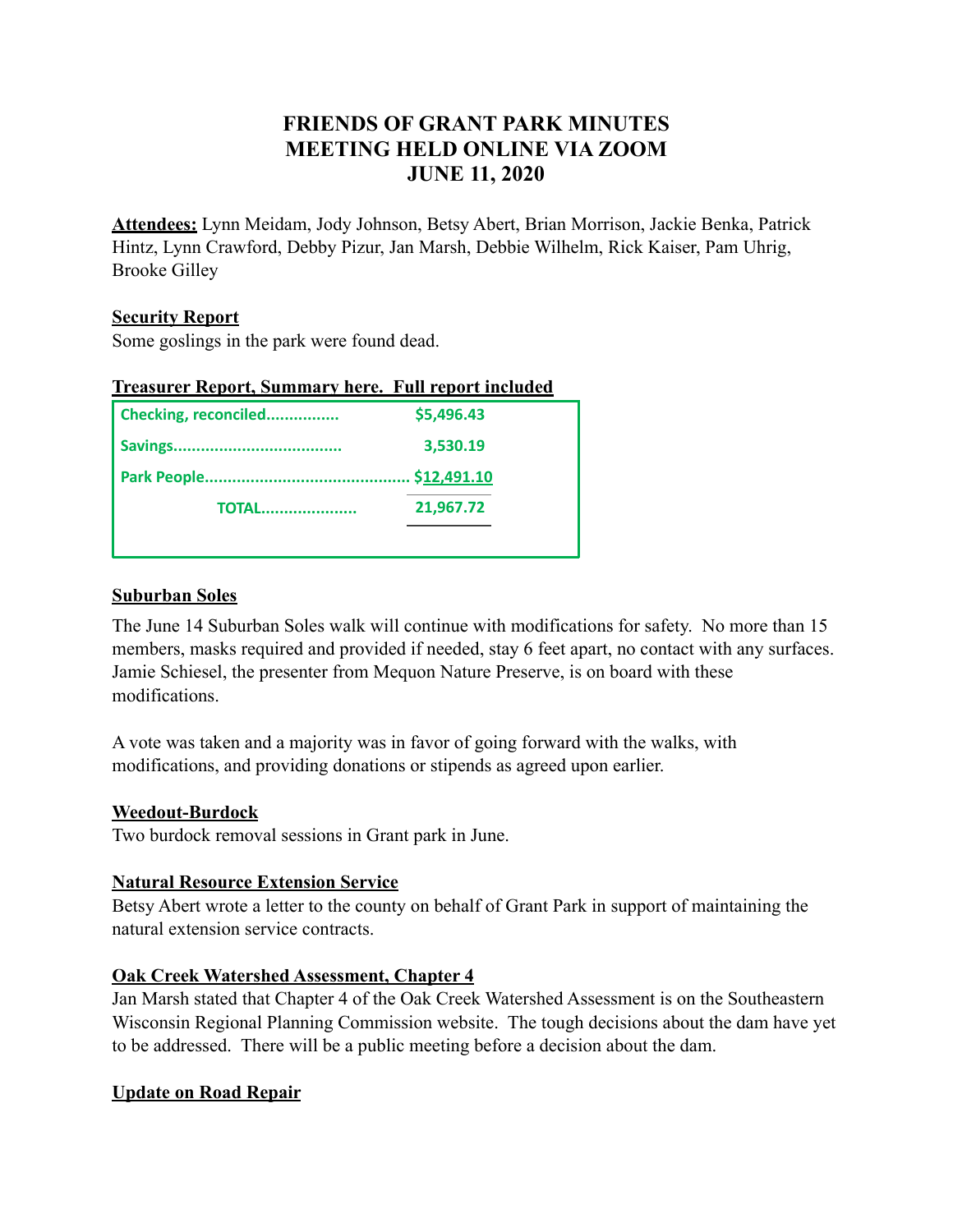# FRIENDS OF GRANT PARK MINUTES
# MEETING HELD ONLINE VIA ZOOM
# JUNE 11, 2020

**Attendees:** Lynn Meidam, Jody Johnson, Betsy Abert, Brian Morrison, Jackie Benka, Patrick Hintz, Lynn Crawford, Debby Pizur, Jan Marsh, Debbie Wilhelm, Rick Kaiser, Pam Uhrig, Brooke Gilley

## Security Report

Some goslings in the park were found dead.

## Treasurer Report, Summary here. Full report included

| | |
|---|---|
| Checking, reconciled................ | $5,496.43 |
| Savings..................................... | 3,530.19 |
| Park People............................................ | $12,491.10 |
| TOTAL..................... | 21,967.72 |

## Suburban Soles

The June 14 Suburban Soles walk will continue with modifications for safety. No more than 15 members, masks required and provided if needed, stay 6 feet apart, no contact with any surfaces. Jamie Schiesel, the presenter from Mequon Nature Preserve, is on board with these modifications.

A vote was taken and a majority was in favor of going forward with the walks, with modifications, and providing donations or stipends as agreed upon earlier.

## Weedout-Burdock

Two burdock removal sessions in Grant park in June.

## Natural Resource Extension Service

Betsy Abert wrote a letter to the county on behalf of Grant Park in support of maintaining the natural extension service contracts.

## Oak Creek Watershed Assessment, Chapter 4

Jan Marsh stated that Chapter 4 of the Oak Creek Watershed Assessment is on the Southeastern Wisconsin Regional Planning Commission website. The tough decisions about the dam have yet to be addressed. There will be a public meeting before a decision about the dam.

## Update on Road Repair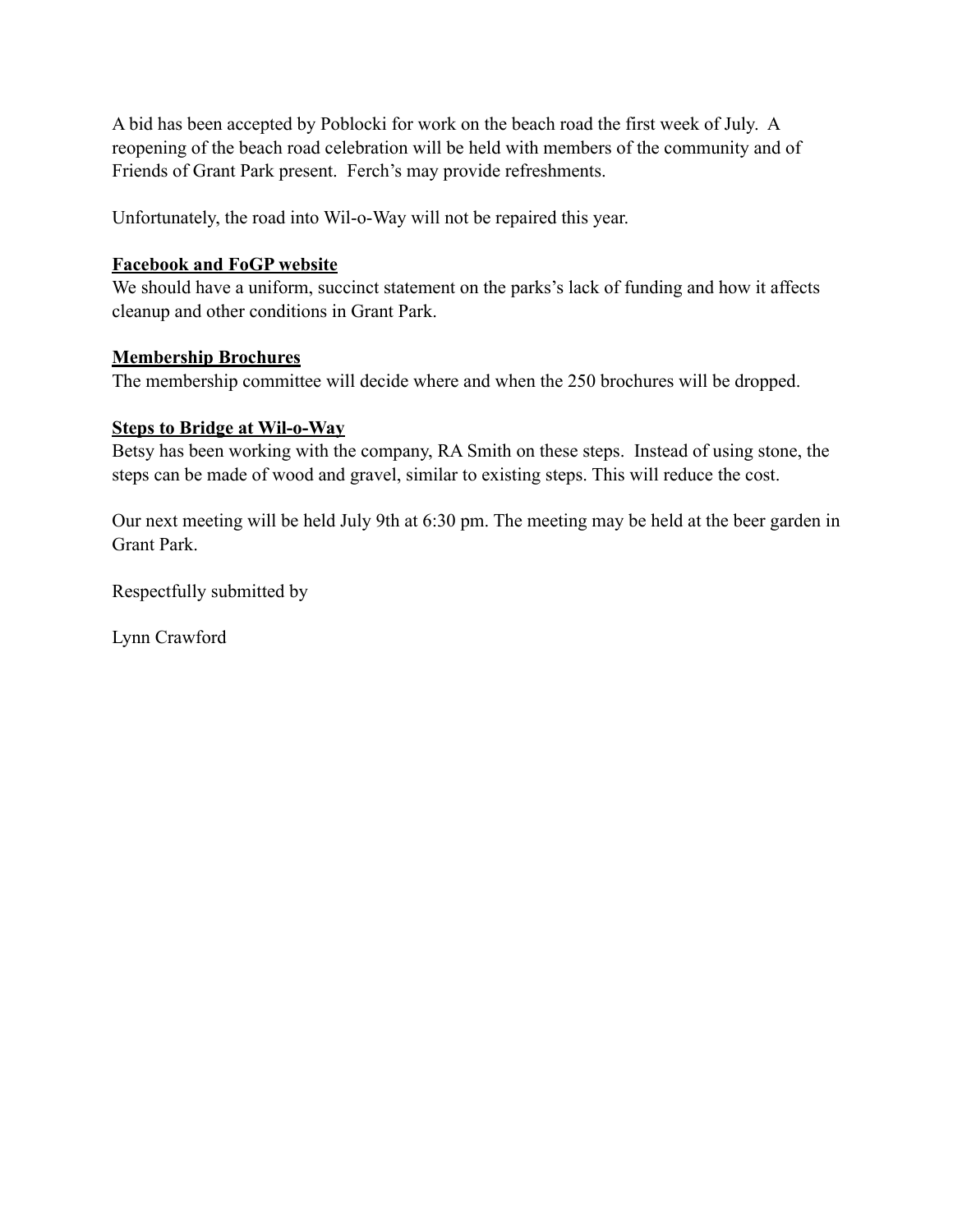A bid has been accepted by Poblocki for work on the beach road the first week of July. A reopening of the beach road celebration will be held with members of the community and of Friends of Grant Park present. Ferch's may provide refreshments.

Unfortunately, the road into Wil-o-Way will not be repaired this year.

**Facebook and FoGP website**

We should have a uniform, succinct statement on the parks's lack of funding and how it affects cleanup and other conditions in Grant Park.

**Membership Brochures**

The membership committee will decide where and when the 250 brochures will be dropped.

**Steps to Bridge at Wil-o-Way**

Betsy has been working with the company, RA Smith on these steps. Instead of using stone, the steps can be made of wood and gravel, similar to existing steps. This will reduce the cost.

Our next meeting will be held July 9th at 6:30 pm. The meeting may be held at the beer garden in Grant Park.

Respectfully submitted by

Lynn Crawford